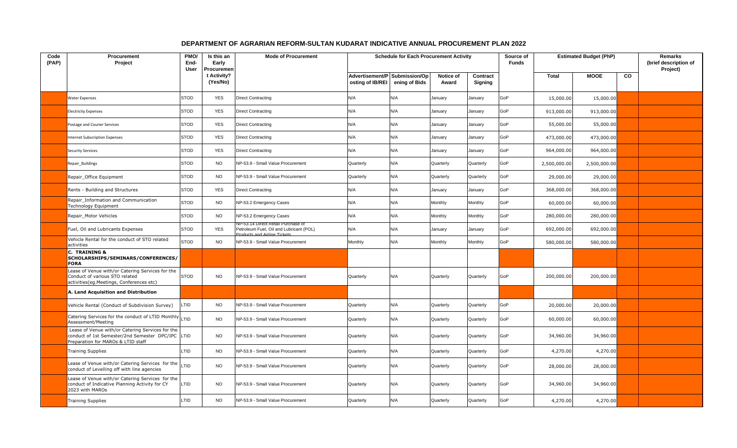# DEPARTMENT OF AGRARIAN REFORM-SULTAN KUDARAT INDICATIVE ANNUAL PROCUREMENT PLAN 2022

| Code (PAP) | Procurement Project | PMO/ End-User | Is this an Early Procurement Activity? (Yes/No) | Mode of Procurement | Schedule for Each Procurement Activity | | | | Source of Funds | Estimated Budget (PhP) | | | Remarks (brief description of Project) |
|---|---|---|---|---|---|---|---|---|---|---|---|---|---|
| | | | | | Advertisement/Posting of IB/REI | Submission/Opening of Bids | Notice of Award | Contract Signing | | Total | MOOE | CO | |
| | Water Expenses | STOD | YES | Direct Contracting | N/A | N/A | January | January | GoP | 15,000.00 | 15,000.00 | | |
| | Electricity Expenses | STOD | YES | Direct Contracting | N/A | N/A | January | January | GoP | 913,000.00 | 913,000.00 | | |
| | Postage and Courier Services | STOD | YES | Direct Contracting | N/A | N/A | January | January | GoP | 55,000.00 | 55,000.00 | | |
| | Internet Subscription Expenses | STOD | YES | Direct Contracting | N/A | N/A | January | January | GoP | 473,000.00 | 473,000.00 | | |
| | Security Services | STOD | YES | Direct Contracting | N/A | N/A | January | January | GoP | 964,000.00 | 964,000.00 | | |
| | Repair_Buildings | STOD | NO | NP-53.9 - Small Value Procurement | Quarterly | N/A | Quarterly | Quarterly | GoP | 2,500,000.00 | 2,500,000.00 | | |
| | Repair_Office Equipment | STOD | NO | NP-53.9 - Small Value Procurement | Quarterly | N/A | Quarterly | Quarterly | GoP | 29,000.00 | 29,000.00 | | |
| | Rents - Building and Structures | STOD | YES | Direct Contracting | N/A | N/A | January | January | GoP | 368,000.00 | 368,000.00 | | |
| | Repair_Information and Communication Technology Equipment | STOD | NO | NP-53.2 Emergency Cases | N/A | N/A | Monthly | Monthly | GoP | 60,000.00 | 60,000.00 | | |
| | Repair_Motor Vehicles | STOD | NO | NP-53.2 Emergency Cases | N/A | N/A | Monthly | Monthly | GoP | 280,000.00 | 280,000.00 | | |
| | Fuel, Oil and Lubricants Expenses | STOD | YES | NP-53.14 Direct Retail Purchase of Petroleum Fuel, Oil and Lubricant (POL) Products and Airline Tickets | N/A | N/A | January | January | GoP | 692,000.00 | 692,000.00 | | |
| | Vehicle Rental for the conduct of STO related activities | STOD | NO | NP-53.9 - Small Value Procurement | Monthly | N/A | Monthly | Monthly | GoP | 580,000.00 | 580,000.00 | | |
| | **C. TRAINING & SCHOLARSHIPS/SEMINARS/CONFERENCES/FORA** | | | | | | | | | | | | |
| | Lease of Venue with/or Catering Services for the Conduct of various STO related activities(eg.Meetings, Conferences etc) | STOD | NO | NP-53.9 - Small Value Procurement | Quarterly | N/A | Quarterly | Quarterly | GoP | 200,000.00 | 200,000.00 | | |
| | **A. Land Acquisition and Distribution** | | | | | | | | | | | | |
| | Vehicle Rental (Conduct of Subdivision Survey) | LTID | NO | NP-53.9 - Small Value Procurement | Quarterly | N/A | Quarterly | Quarterly | GoP | 20,000.00 | 20,000.00 | | |
| | Catering Services for the conduct of LTID Monthly Assessment/Meeting | LTID | NO | NP-53.9 - Small Value Procurement | Quarterly | N/A | Quarterly | Quarterly | GoP | 60,000.00 | 60,000.00 | | |
| | Lease of Venue with/or Catering Services for the conduct of 1st Semester/2nd Semester DPC/IPC Preparation for MAROs & LTID staff | LTID | NO | NP-53.9 - Small Value Procurement | Quarterly | N/A | Quarterly | Quarterly | GoP | 34,960.00 | 34,960.00 | | |
| | Training Supplies | LTID | NO | NP-53.9 - Small Value Procurement | Quarterly | N/A | Quarterly | Quarterly | GoP | 4,270.00 | 4,270.00 | | |
| | Lease of Venue with/or Catering Services for the conduct of Levelling off with line agencies | LTID | NO | NP-53.9 - Small Value Procurement | Quarterly | N/A | Quarterly | Quarterly | GoP | 28,000.00 | 28,000.00 | | |
| | Lease of Venue with/or Catering Services for the conduct of Indicative Planning Activity for CY 2023 with MAROs | LTID | NO | NP-53.9 - Small Value Procurement | Quarterly | N/A | Quarterly | Quarterly | GoP | 34,960.00 | 34,960.00 | | |
| | Training Supplies | LTID | NO | NP-53.9 - Small Value Procurement | Quarterly | N/A | Quarterly | Quarterly | GoP | 4,270.00 | 4,270.00 | | |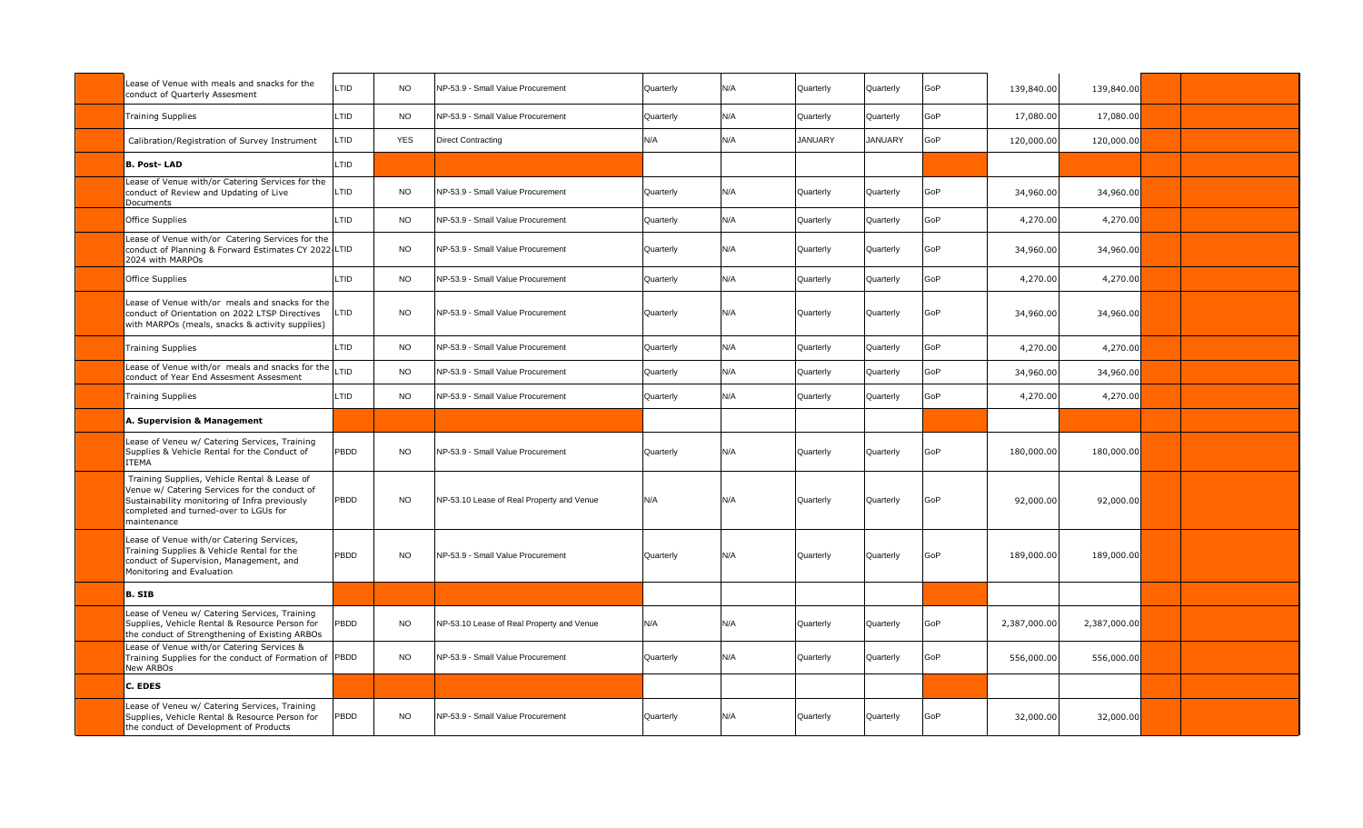| | | | | | | | | | | | | |
|---|---|---|---|---|---|---|---|---|---|---|---|---|
| | Lease of Venue with meals and snacks for the conduct of Quarterly Assesment | LTID | NO | NP-53.9 - Small Value Procurement | Quarterly | N/A | Quarterly | Quarterly | GoP | 139,840.00 | 139,840.00 | | |
| | Training Supplies | LTID | NO | NP-53.9 - Small Value Procurement | Quarterly | N/A | Quarterly | Quarterly | GoP | 17,080.00 | 17,080.00 | | |
| | Calibration/Registration of Survey Instrument | LTID | YES | Direct Contracting | N/A | N/A | JANUARY | JANUARY | GoP | 120,000.00 | 120,000.00 | | |
| | **B. Post- LAD** | LTID | | | | | | | | | | | |
| | Lease of Venue with/or Catering Services for the conduct of Review and Updating of Live Documents | LTID | NO | NP-53.9 - Small Value Procurement | Quarterly | N/A | Quarterly | Quarterly | GoP | 34,960.00 | 34,960.00 | | |
| | Office Supplies | LTID | NO | NP-53.9 - Small Value Procurement | Quarterly | N/A | Quarterly | Quarterly | GoP | 4,270.00 | 4,270.00 | | |
| | Lease of Venue with/or Catering Services for the conduct of Planning & Forward Estimates CY 2022-2024 with MARPOs | LTID | NO | NP-53.9 - Small Value Procurement | Quarterly | N/A | Quarterly | Quarterly | GoP | 34,960.00 | 34,960.00 | | |
| | Office Supplies | LTID | NO | NP-53.9 - Small Value Procurement | Quarterly | N/A | Quarterly | Quarterly | GoP | 4,270.00 | 4,270.00 | | |
| | Lease of Venue with/or meals and snacks for the conduct of Orientation on 2022 LTSP Directives with MARPOs (meals, snacks & activity supplies) | LTID | NO | NP-53.9 - Small Value Procurement | Quarterly | N/A | Quarterly | Quarterly | GoP | 34,960.00 | 34,960.00 | | |
| | Training Supplies | LTID | NO | NP-53.9 - Small Value Procurement | Quarterly | N/A | Quarterly | Quarterly | GoP | 4,270.00 | 4,270.00 | | |
| | Lease of Venue with/or meals and snacks for the conduct of Year End Assesment Assesment | LTID | NO | NP-53.9 - Small Value Procurement | Quarterly | N/A | Quarterly | Quarterly | GoP | 34,960.00 | 34,960.00 | | |
| | Training Supplies | LTID | NO | NP-53.9 - Small Value Procurement | Quarterly | N/A | Quarterly | Quarterly | GoP | 4,270.00 | 4,270.00 | | |
| | **A. Supervision & Management** | | | | | | | | | | | | |
| | Lease of Veneu w/ Catering Services, Training Supplies & Vehicle Rental for the Conduct of ITEMA | PBDD | NO | NP-53.9 - Small Value Procurement | Quarterly | N/A | Quarterly | Quarterly | GoP | 180,000.00 | 180,000.00 | | |
| | Training Supplies, Vehicle Rental & Lease of Venue w/ Catering Services for the conduct of Sustainability monitoring of Infra previously completed and turned-over to LGUs for maintenance | PBDD | NO | NP-53.10 Lease of Real Property and Venue | N/A | N/A | Quarterly | Quarterly | GoP | 92,000.00 | 92,000.00 | | |
| | Lease of Venue with/or Catering Services, Training Supplies & Vehicle Rental for the conduct of Supervision, Management, and Monitoring and Evaluation | PBDD | NO | NP-53.9 - Small Value Procurement | Quarterly | N/A | Quarterly | Quarterly | GoP | 189,000.00 | 189,000.00 | | |
| | **B. SIB** | | | | | | | | | | | | |
| | Lease of Veneu w/ Catering Services, Training Supplies, Vehicle Rental & Resource Person for the conduct of Strengthening of Existing ARBOs | PBDD | NO | NP-53.10 Lease of Real Property and Venue | N/A | N/A | Quarterly | Quarterly | GoP | 2,387,000.00 | 2,387,000.00 | | |
| | Lease of Venue with/or Catering Services & Training Supplies for the conduct of Formation of New ARBOs | PBDD | NO | NP-53.9 - Small Value Procurement | Quarterly | N/A | Quarterly | Quarterly | GoP | 556,000.00 | 556,000.00 | | |
| | **C. EDES** | | | | | | | | | | | | |
| | Lease of Veneu w/ Catering Services, Training Supplies, Vehicle Rental & Resource Person for the conduct of Development of Products | PBDD | NO | NP-53.9 - Small Value Procurement | Quarterly | N/A | Quarterly | Quarterly | GoP | 32,000.00 | 32,000.00 | | |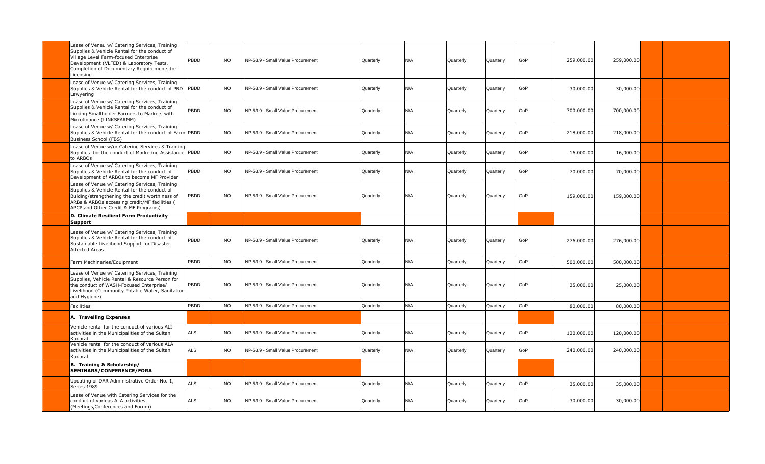| | | | | | | | | | | | | | |
|---|---|---|---|---|---|---|---|---|---|---|---|---|---|
| | Lease of Veneu w/ Catering Services, Training Supplies & Vehicle Rental for the conduct of Village Level Farm-focused Enterprise Development (VLFED) & Laboratory Tests, Completion of Documentary Requirements for Licensing | PBDD | NO | NP-53.9 - Small Value Procurement | Quarterly | N/A | Quarterly | Quarterly | GoP | 259,000.00 | 259,000.00 | | |
| | Lease of Venue w/ Catering Services, Training Supplies & Vehicle Rental for the conduct of PBD Lawyering | PBDD | NO | NP-53.9 - Small Value Procurement | Quarterly | N/A | Quarterly | Quarterly | GoP | 30,000.00 | 30,000.00 | | |
| | Lease of Venue w/ Catering Services, Training Supplies & Vehicle Rental for the conduct of Linking Smallholder Farmers to Markets with Microfinance (LINKSFARMM) | PBDD | NO | NP-53.9 - Small Value Procurement | Quarterly | N/A | Quarterly | Quarterly | GoP | 700,000.00 | 700,000.00 | | |
| | Lease of Venue w/ Catering Services, Training Supplies & Vehicle Rental for the conduct of Farm Business School (FBS) | PBDD | NO | NP-53.9 - Small Value Procurement | Quarterly | N/A | Quarterly | Quarterly | GoP | 218,000.00 | 218,000.00 | | |
| | Lease of Venue w/or Catering Services & Training Supplies for the conduct of Marketing Assistance to ARBOs | PBDD | NO | NP-53.9 - Small Value Procurement | Quarterly | N/A | Quarterly | Quarterly | GoP | 16,000.00 | 16,000.00 | | |
| | Lease of Venue w/ Catering Services, Training Supplies & Vehicle Rental for the conduct of Development of ARBOs to become MF Provider | PBDD | NO | NP-53.9 - Small Value Procurement | Quarterly | N/A | Quarterly | Quarterly | GoP | 70,000.00 | 70,000.00 | | |
| | Lease of Venue w/ Catering Services, Training Supplies & Vehicle Rental for the conduct of Bulding/strengthening the credit worthiness of ARBs & ARBOs accessing credit/MF facilities ( APCP and Other Credit & MF Programs) | PBDD | NO | NP-53.9 - Small Value Procurement | Quarterly | N/A | Quarterly | Quarterly | GoP | 159,000.00 | 159,000.00 | | |
| | **D. Climate Resilient Farm Productivity Support** | | | | | | | | | | | | |
| | Lease of Venue w/ Catering Services, Training Supplies & Vehicle Rental for the conduct of Sustainable Livelihood Support for Disaster Affected Areas | PBDD | NO | NP-53.9 - Small Value Procurement | Quarterly | N/A | Quarterly | Quarterly | GoP | 276,000.00 | 276,000.00 | | |
| | Farm Machineries/Equipment | PBDD | NO | NP-53.9 - Small Value Procurement | Quarterly | N/A | Quarterly | Quarterly | GoP | 500,000.00 | 500,000.00 | | |
| | Lease of Venue w/ Catering Services, Training Supplies, Vehicle Rental & Resource Person for the conduct of WASH-Focused Enterprise/ Livelihood (Community Potable Water, Sanitation and Hygiene) | PBDD | NO | NP-53.9 - Small Value Procurement | Quarterly | N/A | Quarterly | Quarterly | GoP | 25,000.00 | 25,000.00 | | |
| | Facilities | PBDD | NO | NP-53.9 - Small Value Procurement | Quarterly | N/A | Quarterly | Quarterly | GoP | 80,000.00 | 80,000.00 | | |
| | **A. Travelling Expenses** | | | | | | | | | | | | |
| | Vehicle rental for the conduct of various ALI activities in the Municipalities of the Sultan Kudarat | ALS | NO | NP-53.9 - Small Value Procurement | Quarterly | N/A | Quarterly | Quarterly | GoP | 120,000.00 | 120,000.00 | | |
| | Vehicle rental for the conduct of various ALA activities in the Municipalities of the Sultan Kudarat | ALS | NO | NP-53.9 - Small Value Procurement | Quarterly | N/A | Quarterly | Quarterly | GoP | 240,000.00 | 240,000.00 | | |
| | **B. Training & Scholarship/ SEMINARS/CONFERENCE/FORA** | | | | | | | | | | | | |
| | Updating of DAR Administrative Order No. 1, Series 1989 | ALS | NO | NP-53.9 - Small Value Procurement | Quarterly | N/A | Quarterly | Quarterly | GoP | 35,000.00 | 35,000.00 | | |
| | Lease of Venue with Catering Services for the conduct of various ALA activities (Meetings,Conferences and Forum) | ALS | NO | NP-53.9 - Small Value Procurement | Quarterly | N/A | Quarterly | Quarterly | GoP | 30,000.00 | 30,000.00 | | |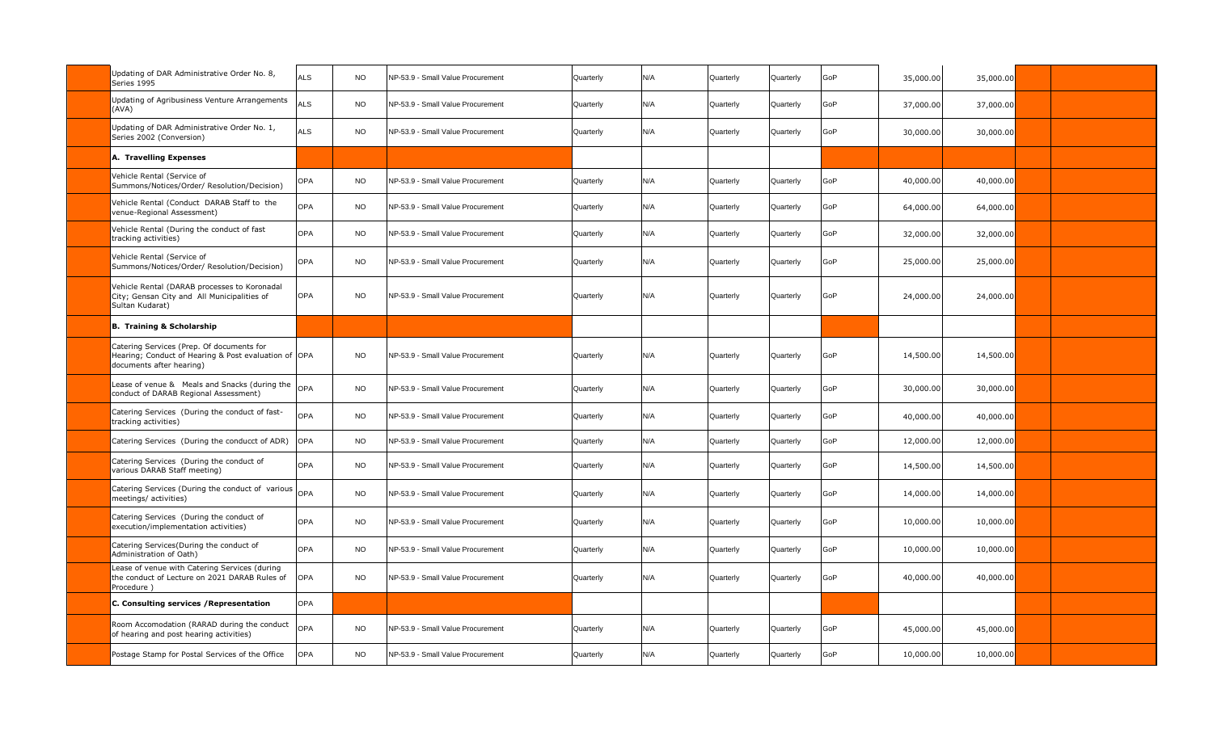| | | | | | | | | | | | | | |
|---|---|---|---|---|---|---|---|---|---|---|---|---|---|
| | Updating of DAR Administrative Order No. 8, Series 1995 | ALS | NO | NP-53.9 - Small Value Procurement | Quarterly | N/A | Quarterly | Quarterly | GoP | 35,000.00 | 35,000.00 | | |
| | Updating of Agribusiness Venture Arrangements (AVA) | ALS | NO | NP-53.9 - Small Value Procurement | Quarterly | N/A | Quarterly | Quarterly | GoP | 37,000.00 | 37,000.00 | | |
| | Updating of DAR Administrative Order No. 1, Series 2002 (Conversion) | ALS | NO | NP-53.9 - Small Value Procurement | Quarterly | N/A | Quarterly | Quarterly | GoP | 30,000.00 | 30,000.00 | | |
| | **A. Travelling Expenses** | | | | | | | | | | | | |
| | Vehicle Rental (Service of Summons/Notices/Order/ Resolution/Decision) | OPA | NO | NP-53.9 - Small Value Procurement | Quarterly | N/A | Quarterly | Quarterly | GoP | 40,000.00 | 40,000.00 | | |
| | Vehicle Rental (Conduct DARAB Staff to the venue-Regional Assessment) | OPA | NO | NP-53.9 - Small Value Procurement | Quarterly | N/A | Quarterly | Quarterly | GoP | 64,000.00 | 64,000.00 | | |
| | Vehicle Rental (During the conduct of fast tracking activities) | OPA | NO | NP-53.9 - Small Value Procurement | Quarterly | N/A | Quarterly | Quarterly | GoP | 32,000.00 | 32,000.00 | | |
| | Vehicle Rental (Service of Summons/Notices/Order/ Resolution/Decision) | OPA | NO | NP-53.9 - Small Value Procurement | Quarterly | N/A | Quarterly | Quarterly | GoP | 25,000.00 | 25,000.00 | | |
| | Vehicle Rental (DARAB processes to Koronadal City; Gensan City and All Municipalities of Sultan Kudarat) | OPA | NO | NP-53.9 - Small Value Procurement | Quarterly | N/A | Quarterly | Quarterly | GoP | 24,000.00 | 24,000.00 | | |
| | **B. Training & Scholarship** | | | | | | | | | | | | |
| | Catering Services (Prep. Of documents for Hearing; Conduct of Hearing & Post evaluation of documents after hearing) | OPA | NO | NP-53.9 - Small Value Procurement | Quarterly | N/A | Quarterly | Quarterly | GoP | 14,500.00 | 14,500.00 | | |
| | Lease of venue & Meals and Snacks (during the conduct of DARAB Regional Assessment) | OPA | NO | NP-53.9 - Small Value Procurement | Quarterly | N/A | Quarterly | Quarterly | GoP | 30,000.00 | 30,000.00 | | |
| | Catering Services (During the conduct of fast-tracking activities) | OPA | NO | NP-53.9 - Small Value Procurement | Quarterly | N/A | Quarterly | Quarterly | GoP | 40,000.00 | 40,000.00 | | |
| | Catering Services (During the conducct of ADR) | OPA | NO | NP-53.9 - Small Value Procurement | Quarterly | N/A | Quarterly | Quarterly | GoP | 12,000.00 | 12,000.00 | | |
| | Catering Services (During the conduct of various DARAB Staff meeting) | OPA | NO | NP-53.9 - Small Value Procurement | Quarterly | N/A | Quarterly | Quarterly | GoP | 14,500.00 | 14,500.00 | | |
| | Catering Services (During the conduct of various meetings/ activities) | OPA | NO | NP-53.9 - Small Value Procurement | Quarterly | N/A | Quarterly | Quarterly | GoP | 14,000.00 | 14,000.00 | | |
| | Catering Services (During the conduct of execution/implementation activities) | OPA | NO | NP-53.9 - Small Value Procurement | Quarterly | N/A | Quarterly | Quarterly | GoP | 10,000.00 | 10,000.00 | | |
| | Catering Services(During the conduct of Administration of Oath) | OPA | NO | NP-53.9 - Small Value Procurement | Quarterly | N/A | Quarterly | Quarterly | GoP | 10,000.00 | 10,000.00 | | |
| | Lease of venue with Catering Services (during the conduct of Lecture on 2021 DARAB Rules of Procedure ) | OPA | NO | NP-53.9 - Small Value Procurement | Quarterly | N/A | Quarterly | Quarterly | GoP | 40,000.00 | 40,000.00 | | |
| | **C. Consulting services /Representation** | OPA | | | | | | | | | | | |
| | Room Accomodation (RARAD during the conduct of hearing and post hearing activities) | OPA | NO | NP-53.9 - Small Value Procurement | Quarterly | N/A | Quarterly | Quarterly | GoP | 45,000.00 | 45,000.00 | | |
| | Postage Stamp for Postal Services of the Office | OPA | NO | NP-53.9 - Small Value Procurement | Quarterly | N/A | Quarterly | Quarterly | GoP | 10,000.00 | 10,000.00 | | |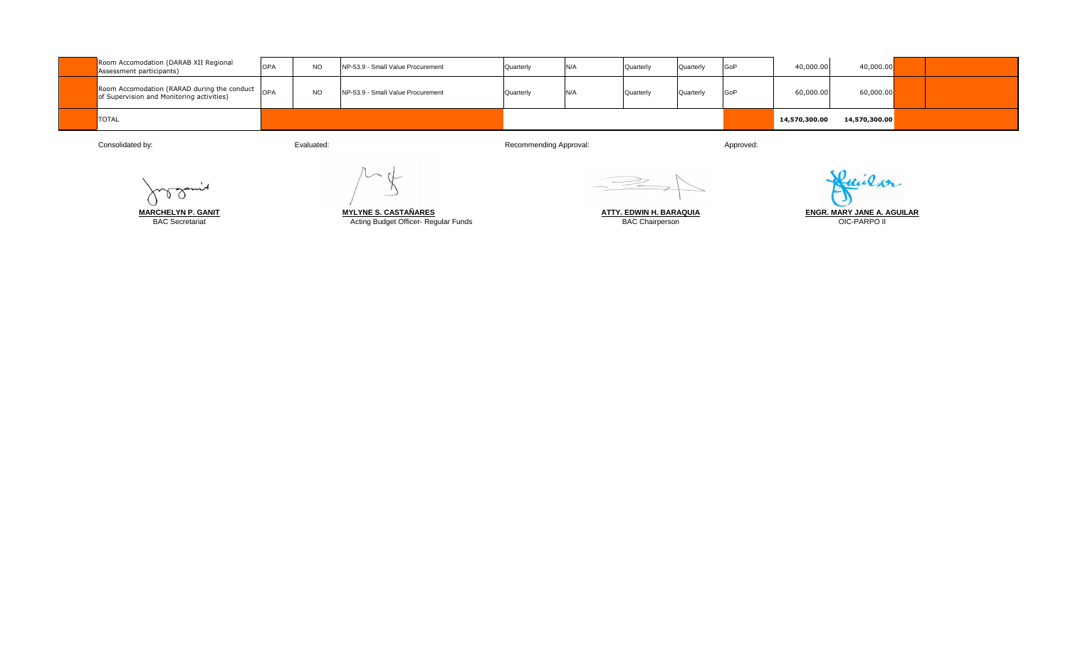| | | | | | | | | | | | | | |
|---|---|---|---|---|---|---|---|---|---|---|---|---|---|
| | Room Accomodation (DARAB XII Regional Assessment participants) | OPA | NO | NP-53.9 - Small Value Procurement | Quarterly | N/A | Quarterly | Quarterly | GoP | 40,000.00 | 40,000.00 | | |
| | Room Accomodation (RARAD during the conduct of Supervision and Monitoring activities) | OPA | NO | NP-53.9 - Small Value Procurement | Quarterly | N/A | Quarterly | Quarterly | GoP | 60,000.00 | 60,000.00 | | |
| | TOTAL | | | | | | | | | **14,570,300.00** | **14,570,300.00** | | |

Consolidated by:

**MARCHELYN P. GANIT**
BAC Secretariat

Evaluated:

**MYLYNE S. CASTAÑARES**
Acting Budget Officer- Regular Funds

Recommending Approval:

**ATTY. EDWIN H. BARAQUIA**
BAC Chairperson

Approved:

**ENGR. MARY JANE A. AGUILAR**
OIC-PARPO II